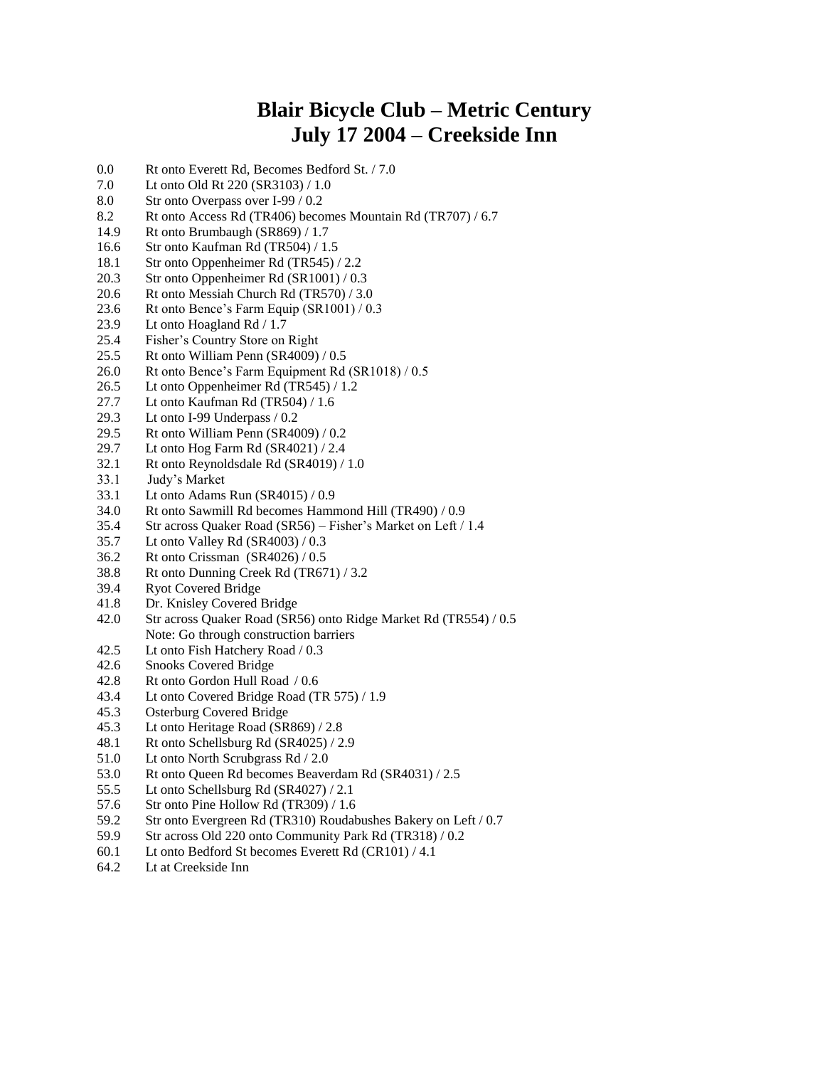# Blair Bicycle Club – Metric Century
# July 17 2004 – Creekside Inn

| | |
|---|---|
| 0.0 | Rt onto Everett Rd, Becomes Bedford St. / 7.0 |
| 7.0 | Lt onto Old Rt 220 (SR3103) / 1.0 |
| 8.0 | Str onto Overpass over I-99 / 0.2 |
| 8.2 | Rt onto Access Rd (TR406) becomes Mountain Rd (TR707) / 6.7 |
| 14.9 | Rt onto Brumbaugh (SR869) / 1.7 |
| 16.6 | Str onto Kaufman Rd (TR504) / 1.5 |
| 18.1 | Str onto Oppenheimer Rd (TR545) / 2.2 |
| 20.3 | Str onto Oppenheimer Rd (SR1001) / 0.3 |
| 20.6 | Rt onto Messiah Church Rd (TR570) / 3.0 |
| 23.6 | Rt onto Bence's Farm Equip (SR1001) / 0.3 |
| 23.9 | Lt onto Hoagland Rd / 1.7 |
| 25.4 | Fisher's Country Store on Right |
| 25.5 | Rt onto William Penn (SR4009) / 0.5 |
| 26.0 | Rt onto Bence's Farm Equipment Rd (SR1018) / 0.5 |
| 26.5 | Lt onto Oppenheimer Rd (TR545) / 1.2 |
| 27.7 | Lt onto Kaufman Rd (TR504) / 1.6 |
| 29.3 | Lt onto I-99 Underpass / 0.2 |
| 29.5 | Rt onto William Penn (SR4009) / 0.2 |
| 29.7 | Lt onto Hog Farm Rd (SR4021) / 2.4 |
| 32.1 | Rt onto Reynoldsdale Rd (SR4019) / 1.0 |
| 33.1 | Judy's Market |
| 33.1 | Lt onto Adams Run (SR4015) / 0.9 |
| 34.0 | Rt onto Sawmill Rd becomes Hammond Hill (TR490) / 0.9 |
| 35.4 | Str across Quaker Road (SR56) – Fisher's Market on Left / 1.4 |
| 35.7 | Lt onto Valley Rd (SR4003) / 0.3 |
| 36.2 | Rt onto Crissman (SR4026) / 0.5 |
| 38.8 | Rt onto Dunning Creek Rd (TR671) / 3.2 |
| 39.4 | Ryot Covered Bridge |
| 41.8 | Dr. Knisley Covered Bridge |
| 42.0 | Str across Quaker Road (SR56) onto Ridge Market Rd (TR554) / 0.5<br>Note: Go through construction barriers |
| 42.5 | Lt onto Fish Hatchery Road / 0.3 |
| 42.6 | Snooks Covered Bridge |
| 42.8 | Rt onto Gordon Hull Road / 0.6 |
| 43.4 | Lt onto Covered Bridge Road (TR 575) / 1.9 |
| 45.3 | Osterburg Covered Bridge |
| 45.3 | Lt onto Heritage Road (SR869) / 2.8 |
| 48.1 | Rt onto Schellsburg Rd (SR4025) / 2.9 |
| 51.0 | Lt onto North Scrubgrass Rd / 2.0 |
| 53.0 | Rt onto Queen Rd becomes Beaverdam Rd (SR4031) / 2.5 |
| 55.5 | Lt onto Schellsburg Rd (SR4027) / 2.1 |
| 57.6 | Str onto Pine Hollow Rd (TR309) / 1.6 |
| 59.2 | Str onto Evergreen Rd (TR310) Roudabushes Bakery on Left / 0.7 |
| 59.9 | Str across Old 220 onto Community Park Rd (TR318) / 0.2 |
| 60.1 | Lt onto Bedford St becomes Everett Rd (CR101) / 4.1 |
| 64.2 | Lt at Creekside Inn |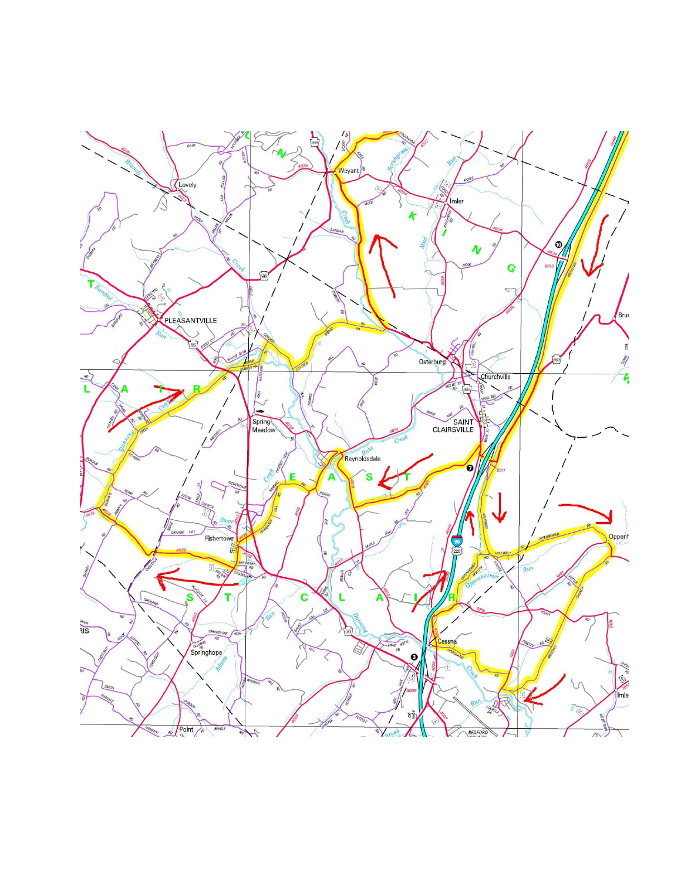Weyant

Lovely

Imler

Osterburg

Churchville

PLEASANTVILLE

SAINT CLAIRSVILLE

Spring Meadow

Reynoldsdale

Fishertown

Cessna

Springhope

Oppenheimer

KING

LAIR

EAST

ST. CLAIR

BEDFORD COUNTY